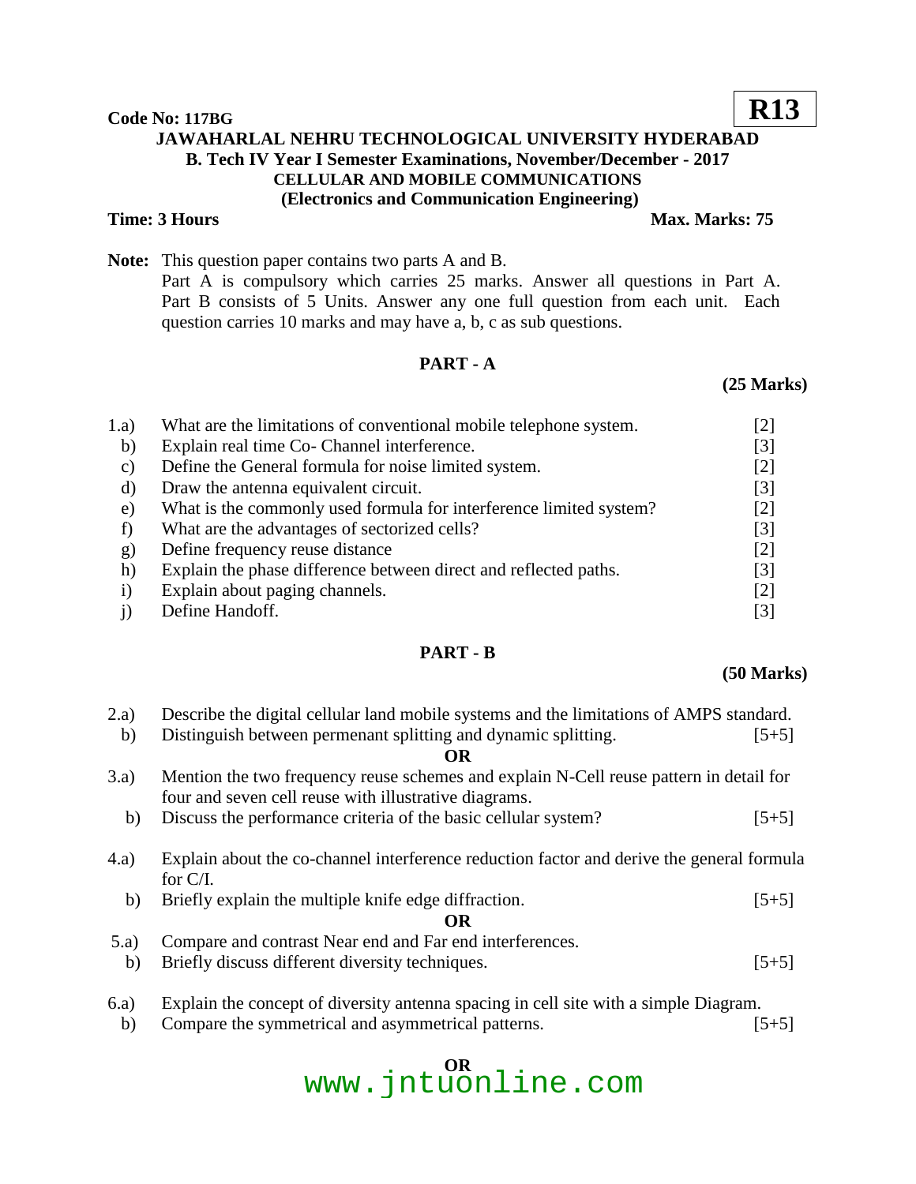**Code No: 117BG** **R13**

# JAWAHARLAL NEHRU TECHNOLOGICAL UNIVERSITY HYDERABAD

## B. Tech IV Year I Semester Examinations, November/December - 2017

### CELLULAR AND MOBILE COMMUNICATIONS

### (Electronics and Communication Engineering)

**Time: 3 Hours** **Max. Marks: 75**

**Note:** This question paper contains two parts A and B.
Part A is compulsory which carries 25 marks. Answer all questions in Part A. Part B consists of 5 Units. Answer any one full question from each unit. Each question carries 10 marks and may have a, b, c as sub questions.

## PART - A

**(25 Marks)**

1.a) What are the limitations of conventional mobile telephone system. [2]
b) Explain real time Co- Channel interference. [3]
c) Define the General formula for noise limited system. [2]
d) Draw the antenna equivalent circuit. [3]
e) What is the commonly used formula for interference limited system? [2]
f) What are the advantages of sectorized cells? [3]
g) Define frequency reuse distance [2]
h) Explain the phase difference between direct and reflected paths. [3]
i) Explain about paging channels. [2]
j) Define Handoff. [3]

## PART - B

**(50 Marks)**

2.a) Describe the digital cellular land mobile systems and the limitations of AMPS standard.
b) Distinguish between permenant splitting and dynamic splitting. [5+5]

**OR**

3.a) Mention the two frequency reuse schemes and explain N-Cell reuse pattern in detail for four and seven cell reuse with illustrative diagrams.
b) Discuss the performance criteria of the basic cellular system? [5+5]

4.a) Explain about the co-channel interference reduction factor and derive the general formula for C/I.
b) Briefly explain the multiple knife edge diffraction. [5+5]

**OR**

5.a) Compare and contrast Near end and Far end interferences.
b) Briefly discuss different diversity techniques. [5+5]

6.a) Explain the concept of diversity antenna spacing in cell site with a simple Diagram.
b) Compare the symmetrical and asymmetrical patterns. [5+5]

**OR**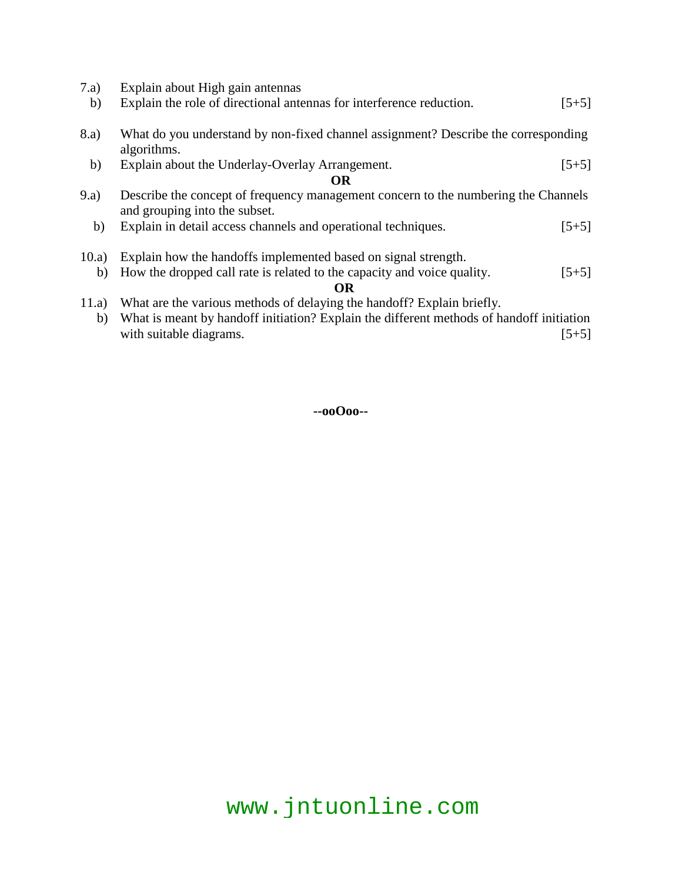7.a) Explain about High gain antennas

b) Explain the role of directional antennas for interference reduction. [5+5]

8.a) What do you understand by non-fixed channel assignment? Describe the corresponding algorithms.

b) Explain about the Underlay-Overlay Arrangement. [5+5]

**OR**

9.a) Describe the concept of frequency management concern to the numbering the Channels and grouping into the subset.

b) Explain in detail access channels and operational techniques. [5+5]

10.a) Explain how the handoffs implemented based on signal strength.

b) How the dropped call rate is related to the capacity and voice quality. [5+5]

**OR**

11.a) What are the various methods of delaying the handoff? Explain briefly.

b) What is meant by handoff initiation? Explain the different methods of handoff initiation with suitable diagrams. [5+5]

**--ooOoo--**